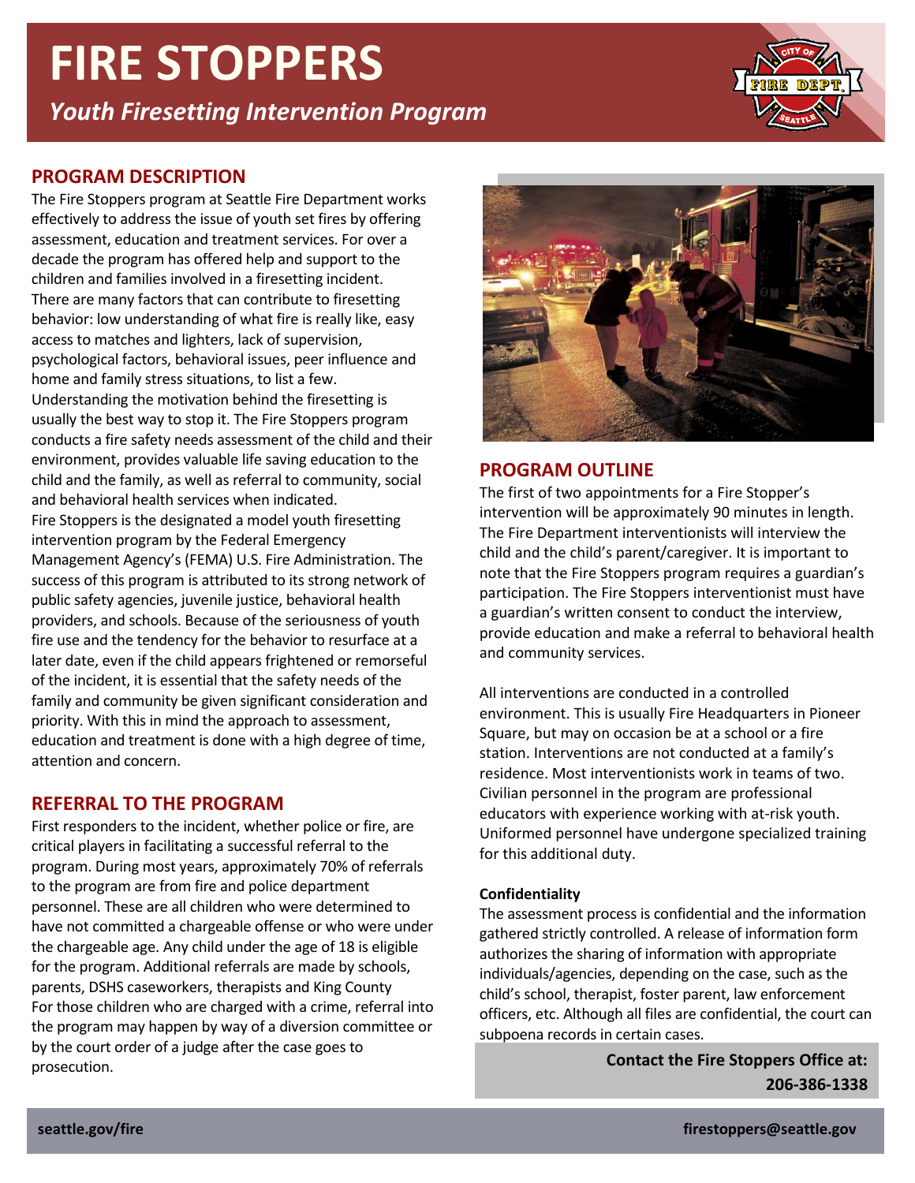# FIRE STOPPERS

***Youth Firesetting Intervention Program***

## PROGRAM DESCRIPTION

The Fire Stoppers program at Seattle Fire Department works effectively to address the issue of youth set fires by offering assessment, education and treatment services. For over a decade the program has offered help and support to the children and families involved in a firesetting incident. There are many factors that can contribute to firesetting behavior: low understanding of what fire is really like, easy access to matches and lighters, lack of supervision, psychological factors, behavioral issues, peer influence and home and family stress situations, to list a few. Understanding the motivation behind the firesetting is usually the best way to stop it. The Fire Stoppers program conducts a fire safety needs assessment of the child and their environment, provides valuable life saving education to the child and the family, as well as referral to community, social and behavioral health services when indicated.
Fire Stoppers is the designated a model youth firesetting intervention program by the Federal Emergency Management Agency's (FEMA) U.S. Fire Administration. The success of this program is attributed to its strong network of public safety agencies, juvenile justice, behavioral health providers, and schools. Because of the seriousness of youth fire use and the tendency for the behavior to resurface at a later date, even if the child appears frightened or remorseful of the incident, it is essential that the safety needs of the family and community be given significant consideration and priority. With this in mind the approach to assessment, education and treatment is done with a high degree of time, attention and concern.

## REFERRAL TO THE PROGRAM

First responders to the incident, whether police or fire, are critical players in facilitating a successful referral to the program. During most years, approximately 70% of referrals to the program are from fire and police department personnel. These are all children who were determined to have not committed a chargeable offense or who were under the chargeable age. Any child under the age of 18 is eligible for the program. Additional referrals are made by schools, parents, DSHS caseworkers, therapists and King County For those children who are charged with a crime, referral into the program may happen by way of a diversion committee or by the court order of a judge after the case goes to prosecution.

## PROGRAM OUTLINE

The first of two appointments for a Fire Stopper's intervention will be approximately 90 minutes in length. The Fire Department interventionists will interview the child and the child's parent/caregiver. It is important to note that the Fire Stoppers program requires a guardian's participation. The Fire Stoppers interventionist must have a guardian's written consent to conduct the interview, provide education and make a referral to behavioral health and community services.

All interventions are conducted in a controlled environment. This is usually Fire Headquarters in Pioneer Square, but may on occasion be at a school or a fire station. Interventions are not conducted at a family's residence. Most interventionists work in teams of two. Civilian personnel in the program are professional educators with experience working with at-risk youth. Uniformed personnel have undergone specialized training for this additional duty.

**Confidentiality**

The assessment process is confidential and the information gathered strictly controlled. A release of information form authorizes the sharing of information with appropriate individuals/agencies, depending on the case, such as the child's school, therapist, foster parent, law enforcement officers, etc. Although all files are confidential, the court can subpoena records in certain cases.

**Contact the Fire Stoppers Office at: 206-386-1338**

**seattle.gov/fire** **firestoppers@seattle.gov**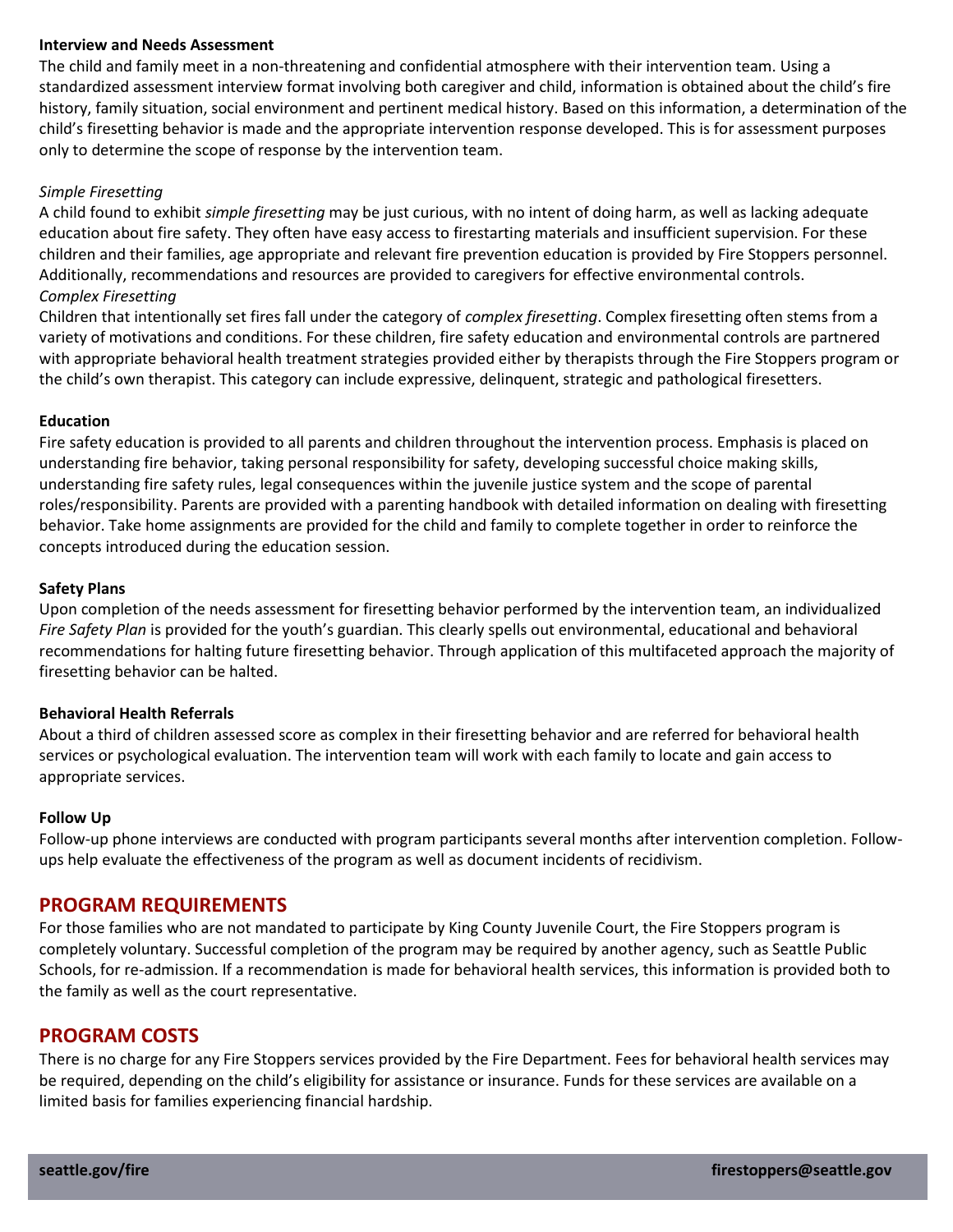**Interview and Needs Assessment**

The child and family meet in a non-threatening and confidential atmosphere with their intervention team. Using a standardized assessment interview format involving both caregiver and child, information is obtained about the child's fire history, family situation, social environment and pertinent medical history. Based on this information, a determination of the child's firesetting behavior is made and the appropriate intervention response developed. This is for assessment purposes only to determine the scope of response by the intervention team.

*Simple Firesetting*

A child found to exhibit *simple firesetting* may be just curious, with no intent of doing harm, as well as lacking adequate education about fire safety. They often have easy access to firestarting materials and insufficient supervision. For these children and their families, age appropriate and relevant fire prevention education is provided by Fire Stoppers personnel. Additionally, recommendations and resources are provided to caregivers for effective environmental controls.

*Complex Firesetting*

Children that intentionally set fires fall under the category of *complex firesetting*. Complex firesetting often stems from a variety of motivations and conditions. For these children, fire safety education and environmental controls are partnered with appropriate behavioral health treatment strategies provided either by therapists through the Fire Stoppers program or the child's own therapist. This category can include expressive, delinquent, strategic and pathological firesetters.

**Education**

Fire safety education is provided to all parents and children throughout the intervention process. Emphasis is placed on understanding fire behavior, taking personal responsibility for safety, developing successful choice making skills, understanding fire safety rules, legal consequences within the juvenile justice system and the scope of parental roles/responsibility. Parents are provided with a parenting handbook with detailed information on dealing with firesetting behavior. Take home assignments are provided for the child and family to complete together in order to reinforce the concepts introduced during the education session.

**Safety Plans**

Upon completion of the needs assessment for firesetting behavior performed by the intervention team, an individualized *Fire Safety Plan* is provided for the youth's guardian. This clearly spells out environmental, educational and behavioral recommendations for halting future firesetting behavior. Through application of this multifaceted approach the majority of firesetting behavior can be halted.

**Behavioral Health Referrals**

About a third of children assessed score as complex in their firesetting behavior and are referred for behavioral health services or psychological evaluation. The intervention team will work with each family to locate and gain access to appropriate services.

**Follow Up**

Follow-up phone interviews are conducted with program participants several months after intervention completion. Follow-ups help evaluate the effectiveness of the program as well as document incidents of recidivism.

## PROGRAM REQUIREMENTS

For those families who are not mandated to participate by King County Juvenile Court, the Fire Stoppers program is completely voluntary. Successful completion of the program may be required by another agency, such as Seattle Public Schools, for re-admission. If a recommendation is made for behavioral health services, this information is provided both to the family as well as the court representative.

## PROGRAM COSTS

There is no charge for any Fire Stoppers services provided by the Fire Department. Fees for behavioral health services may be required, depending on the child's eligibility for assistance or insurance. Funds for these services are available on a limited basis for families experiencing financial hardship.

**seattle.gov/fire** **firestoppers@seattle.gov**